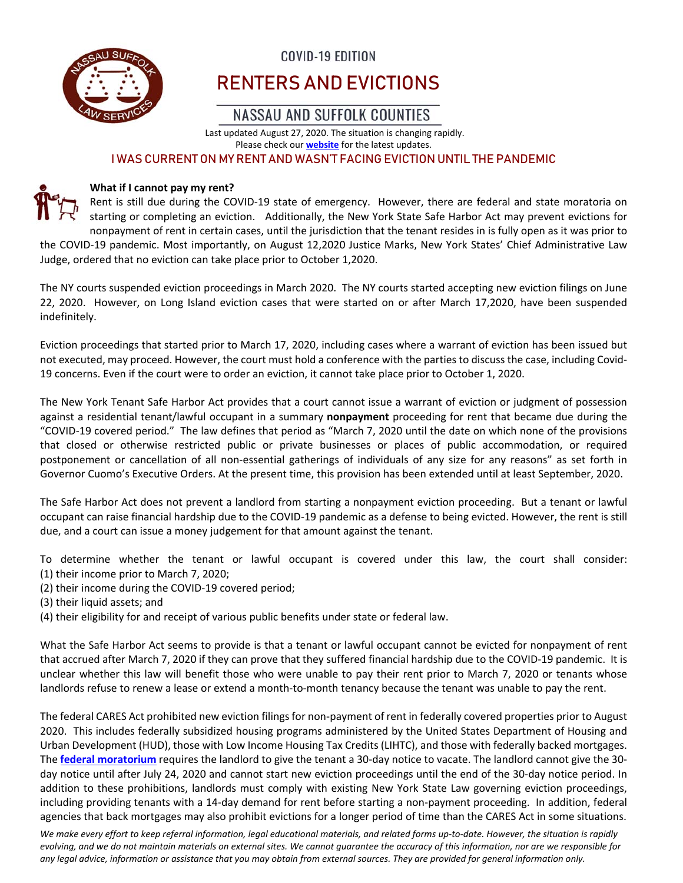COVID-19 EDITION

# RENTERS AND EVICTIONS

## NASSAU AND SUFFOLK COUNTIES

Last updated August 27, 2020. The situation is changing rapidly.
Please check our **website** for the latest updates.

## I WAS CURRENT ON MY RENT AND WASN'T FACING EVICTION UNTIL THE PANDEMIC

### What if I cannot pay my rent?

Rent is still due during the COVID-19 state of emergency. However, there are federal and state moratoria on starting or completing an eviction. Additionally, the New York State Safe Harbor Act may prevent evictions for nonpayment of rent in certain cases, until the jurisdiction that the tenant resides in is fully open as it was prior to the COVID-19 pandemic. Most importantly, on August 12,2020 Justice Marks, New York States' Chief Administrative Law Judge, ordered that no eviction can take place prior to October 1,2020.

The NY courts suspended eviction proceedings in March 2020. The NY courts started accepting new eviction filings on June 22, 2020. However, on Long Island eviction cases that were started on or after March 17,2020, have been suspended indefinitely.

Eviction proceedings that started prior to March 17, 2020, including cases where a warrant of eviction has been issued but not executed, may proceed. However, the court must hold a conference with the parties to discuss the case, including Covid-19 concerns. Even if the court were to order an eviction, it cannot take place prior to October 1, 2020.

The New York Tenant Safe Harbor Act provides that a court cannot issue a warrant of eviction or judgment of possession against a residential tenant/lawful occupant in a summary **nonpayment** proceeding for rent that became due during the "COVID-19 covered period." The law defines that period as "March 7, 2020 until the date on which none of the provisions that closed or otherwise restricted public or private businesses or places of public accommodation, or required postponement or cancellation of all non-essential gatherings of individuals of any size for any reasons" as set forth in Governor Cuomo's Executive Orders. At the present time, this provision has been extended until at least September, 2020.

The Safe Harbor Act does not prevent a landlord from starting a nonpayment eviction proceeding. But a tenant or lawful occupant can raise financial hardship due to the COVID-19 pandemic as a defense to being evicted. However, the rent is still due, and a court can issue a money judgement for that amount against the tenant.

To determine whether the tenant or lawful occupant is covered under this law, the court shall consider:
(1) their income prior to March 7, 2020;
(2) their income during the COVID-19 covered period;
(3) their liquid assets; and
(4) their eligibility for and receipt of various public benefits under state or federal law.

What the Safe Harbor Act seems to provide is that a tenant or lawful occupant cannot be evicted for nonpayment of rent that accrued after March 7, 2020 if they can prove that they suffered financial hardship due to the COVID-19 pandemic. It is unclear whether this law will benefit those who were unable to pay their rent prior to March 7, 2020 or tenants whose landlords refuse to renew a lease or extend a month-to-month tenancy because the tenant was unable to pay the rent.

The federal CARES Act prohibited new eviction filings for non-payment of rent in federally covered properties prior to August 2020. This includes federally subsidized housing programs administered by the United States Department of Housing and Urban Development (HUD), those with Low Income Housing Tax Credits (LIHTC), and those with federally backed mortgages. The **federal moratorium** requires the landlord to give the tenant a 30-day notice to vacate. The landlord cannot give the 30-day notice until after July 24, 2020 and cannot start new eviction proceedings until the end of the 30-day notice period. In addition to these prohibitions, landlords must comply with existing New York State Law governing eviction proceedings, including providing tenants with a 14-day demand for rent before starting a non-payment proceeding. In addition, federal agencies that back mortgages may also prohibit evictions for a longer period of time than the CARES Act in some situations.

*We make every effort to keep referral information, legal educational materials, and related forms up-to-date. However, the situation is rapidly evolving, and we do not maintain materials on external sites. We cannot guarantee the accuracy of this information, nor are we responsible for any legal advice, information or assistance that you may obtain from external sources. They are provided for general information only.*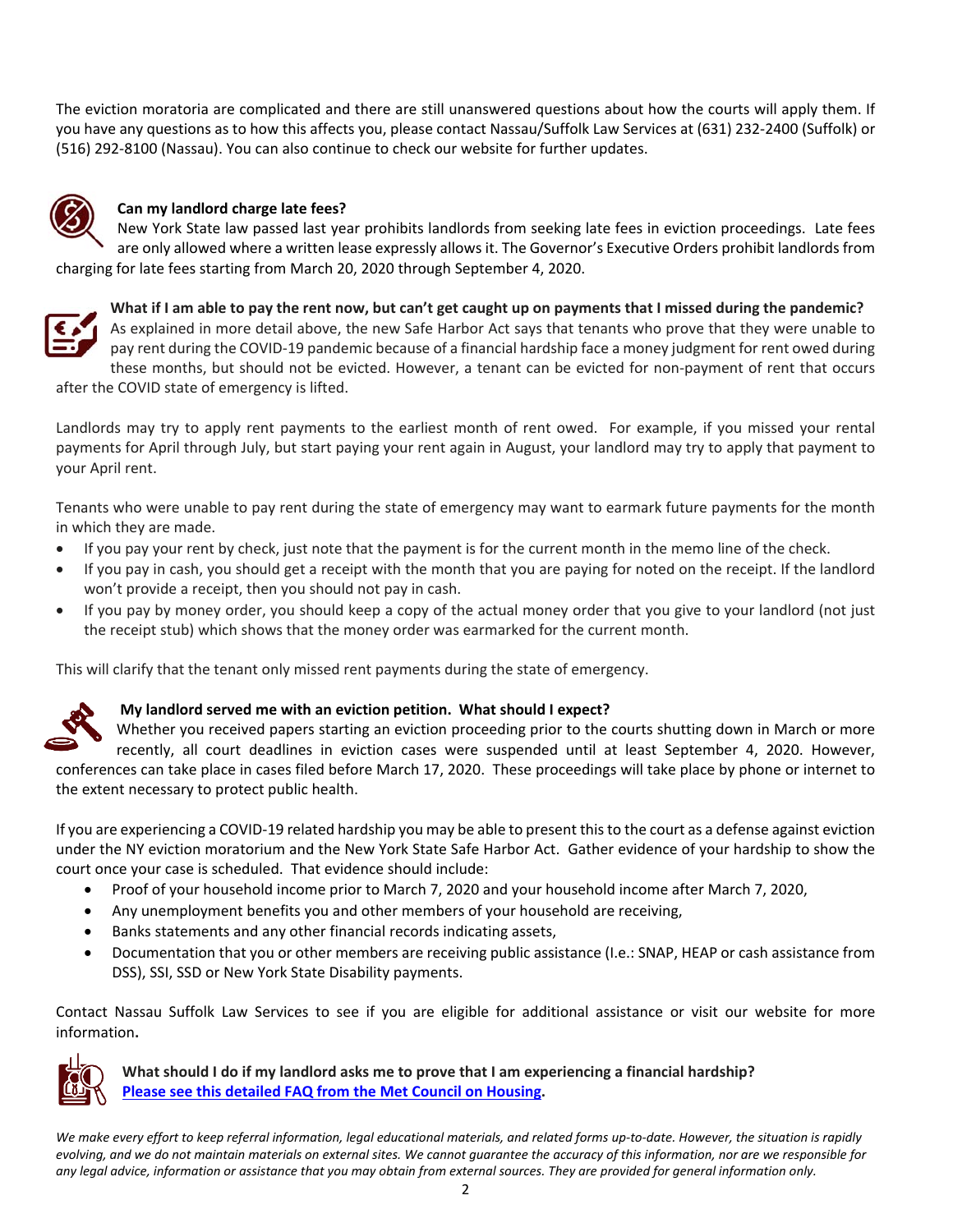The eviction moratoria are complicated and there are still unanswered questions about how the courts will apply them. If you have any questions as to how this affects you, please contact Nassau/Suffolk Law Services at (631) 232-2400 (Suffolk) or (516) 292-8100 (Nassau). You can also continue to check our website for further updates.

**Can my landlord charge late fees?**

New York State law passed last year prohibits landlords from seeking late fees in eviction proceedings. Late fees are only allowed where a written lease expressly allows it. The Governor's Executive Orders prohibit landlords from charging for late fees starting from March 20, 2020 through September 4, 2020.

**What if I am able to pay the rent now, but can't get caught up on payments that I missed during the pandemic?**

As explained in more detail above, the new Safe Harbor Act says that tenants who prove that they were unable to pay rent during the COVID-19 pandemic because of a financial hardship face a money judgment for rent owed during these months, but should not be evicted. However, a tenant can be evicted for non-payment of rent that occurs after the COVID state of emergency is lifted.

Landlords may try to apply rent payments to the earliest month of rent owed. For example, if you missed your rental payments for April through July, but start paying your rent again in August, your landlord may try to apply that payment to your April rent.

Tenants who were unable to pay rent during the state of emergency may want to earmark future payments for the month in which they are made.

- If you pay your rent by check, just note that the payment is for the current month in the memo line of the check.
- If you pay in cash, you should get a receipt with the month that you are paying for noted on the receipt. If the landlord won't provide a receipt, then you should not pay in cash.
- If you pay by money order, you should keep a copy of the actual money order that you give to your landlord (not just the receipt stub) which shows that the money order was earmarked for the current month.

This will clarify that the tenant only missed rent payments during the state of emergency.

**My landlord served me with an eviction petition. What should I expect?**

Whether you received papers starting an eviction proceeding prior to the courts shutting down in March or more recently, all court deadlines in eviction cases were suspended until at least September 4, 2020. However, conferences can take place in cases filed before March 17, 2020. These proceedings will take place by phone or internet to the extent necessary to protect public health.

If you are experiencing a COVID-19 related hardship you may be able to present this to the court as a defense against eviction under the NY eviction moratorium and the New York State Safe Harbor Act. Gather evidence of your hardship to show the court once your case is scheduled. That evidence should include:

- Proof of your household income prior to March 7, 2020 and your household income after March 7, 2020,
- Any unemployment benefits you and other members of your household are receiving,
- Banks statements and any other financial records indicating assets,
- Documentation that you or other members are receiving public assistance (I.e.: SNAP, HEAP or cash assistance from DSS), SSI, SSD or New York State Disability payments.

Contact Nassau Suffolk Law Services to see if you are eligible for additional assistance or visit our website for more information**.**

**What should I do if my landlord asks me to prove that I am experiencing a financial hardship?**
**Please see this detailed FAQ from the Met Council on Housing.**

*We make every effort to keep referral information, legal educational materials, and related forms up-to-date. However, the situation is rapidly evolving, and we do not maintain materials on external sites. We cannot guarantee the accuracy of this information, nor are we responsible for any legal advice, information or assistance that you may obtain from external sources. They are provided for general information only.*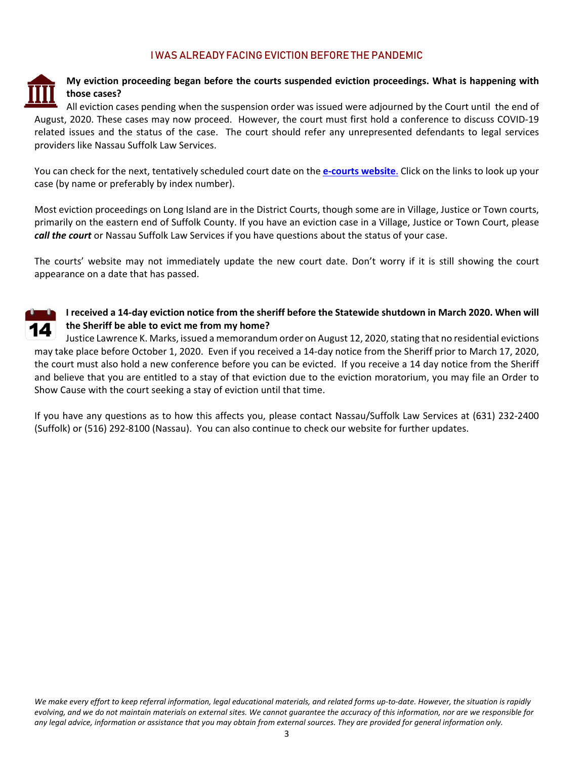## I WAS ALREADY FACING EVICTION BEFORE THE PANDEMIC

**My eviction proceeding began before the courts suspended eviction proceedings. What is happening with those cases?**

All eviction cases pending when the suspension order was issued were adjourned by the Court until the end of August, 2020. These cases may now proceed. However, the court must first hold a conference to discuss COVID-19 related issues and the status of the case. The court should refer any unrepresented defendants to legal services providers like Nassau Suffolk Law Services.

You can check for the next, tentatively scheduled court date on the **e-courts website**. Click on the links to look up your case (by name or preferably by index number).

Most eviction proceedings on Long Island are in the District Courts, though some are in Village, Justice or Town courts, primarily on the eastern end of Suffolk County. If you have an eviction case in a Village, Justice or Town Court, please ***call the court*** or Nassau Suffolk Law Services if you have questions about the status of your case.

The courts' website may not immediately update the new court date. Don't worry if it is still showing the court appearance on a date that has passed.

**I received a 14-day eviction notice from the sheriff before the Statewide shutdown in March 2020. When will the Sheriff be able to evict me from my home?**

Justice Lawrence K. Marks, issued a memorandum order on August 12, 2020, stating that no residential evictions may take place before October 1, 2020. Even if you received a 14-day notice from the Sheriff prior to March 17, 2020, the court must also hold a new conference before you can be evicted. If you receive a 14 day notice from the Sheriff and believe that you are entitled to a stay of that eviction due to the eviction moratorium, you may file an Order to Show Cause with the court seeking a stay of eviction until that time.

If you have any questions as to how this affects you, please contact Nassau/Suffolk Law Services at (631) 232-2400 (Suffolk) or (516) 292-8100 (Nassau). You can also continue to check our website for further updates.

*We make every effort to keep referral information, legal educational materials, and related forms up-to-date. However, the situation is rapidly evolving, and we do not maintain materials on external sites. We cannot guarantee the accuracy of this information, nor are we responsible for any legal advice, information or assistance that you may obtain from external sources. They are provided for general information only.*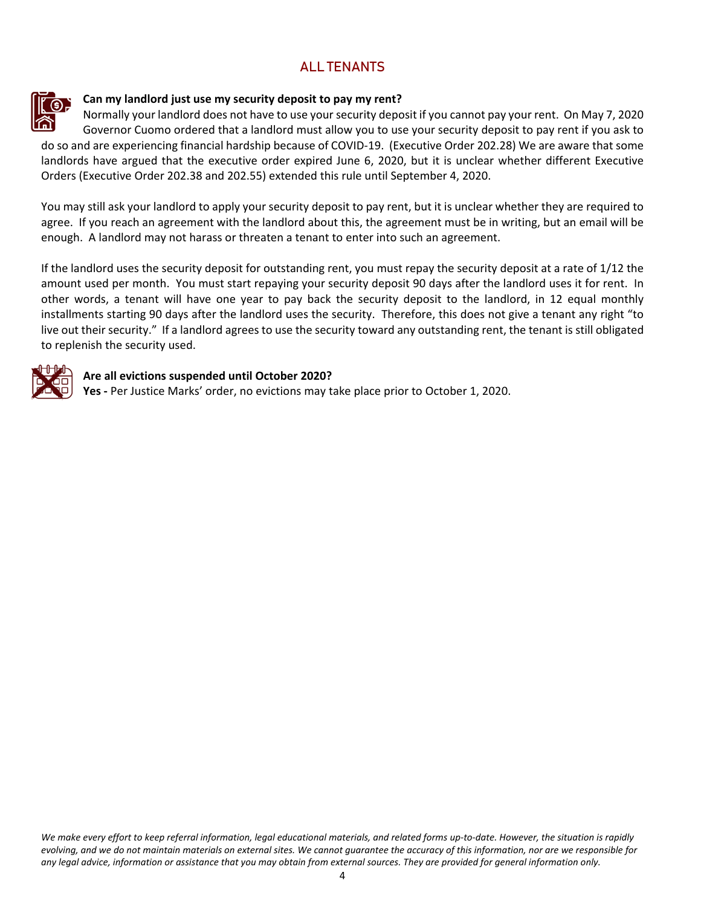## ALL TENANTS

**Can my landlord just use my security deposit to pay my rent?**

Normally your landlord does not have to use your security deposit if you cannot pay your rent. On May 7, 2020 Governor Cuomo ordered that a landlord must allow you to use your security deposit to pay rent if you ask to do so and are experiencing financial hardship because of COVID-19. (Executive Order 202.28) We are aware that some landlords have argued that the executive order expired June 6, 2020, but it is unclear whether different Executive Orders (Executive Order 202.38 and 202.55) extended this rule until September 4, 2020.

You may still ask your landlord to apply your security deposit to pay rent, but it is unclear whether they are required to agree. If you reach an agreement with the landlord about this, the agreement must be in writing, but an email will be enough. A landlord may not harass or threaten a tenant to enter into such an agreement.

If the landlord uses the security deposit for outstanding rent, you must repay the security deposit at a rate of 1/12 the amount used per month. You must start repaying your security deposit 90 days after the landlord uses it for rent. In other words, a tenant will have one year to pay back the security deposit to the landlord, in 12 equal monthly installments starting 90 days after the landlord uses the security. Therefore, this does not give a tenant any right "to live out their security." If a landlord agrees to use the security toward any outstanding rent, the tenant is still obligated to replenish the security used.

**Are all evictions suspended until October 2020?**

**Yes -** Per Justice Marks' order, no evictions may take place prior to October 1, 2020.

*We make every effort to keep referral information, legal educational materials, and related forms up-to-date. However, the situation is rapidly evolving, and we do not maintain materials on external sites. We cannot guarantee the accuracy of this information, nor are we responsible for any legal advice, information or assistance that you may obtain from external sources. They are provided for general information only.*